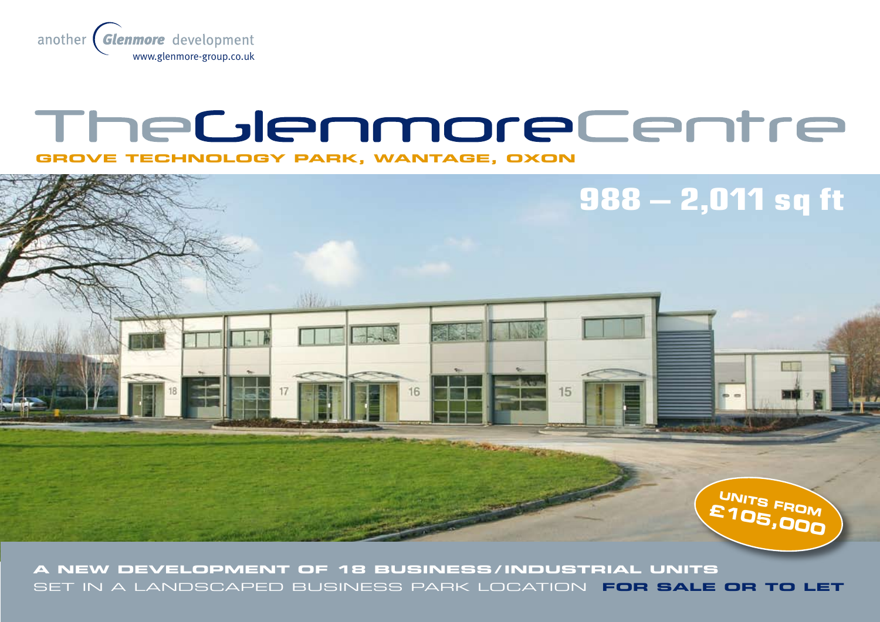another *Glenmore* development
www.glenmore-group.co.uk

# TheGlenmoreCentre

## GROVE TECHNOLOGY PARK, WANTAGE, OXON

**988 – 2,011 sq ft**

**UNITS FROM £105,000**

**A NEW DEVELOPMENT OF 18 BUSINESS/INDUSTRIAL UNITS**

SET IN A LANDSCAPED BUSINESS PARK LOCATION **FOR SALE OR TO LET**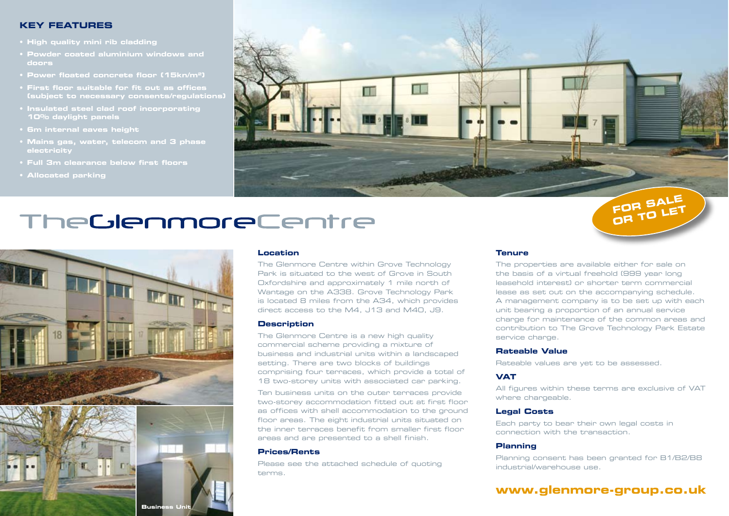## KEY FEATURES

- High quality mini rib cladding
- Powder coated aluminium windows and doors
- Power floated concrete floor (15kn/m²)
- First floor suitable for fit out as offices (subject to necessary consents/regulations)
- Insulated steel clad roof incorporating 10% daylight panels
- 6m internal eaves height
- Mains gas, water, telecom and 3 phase electricity
- Full 3m clearance below first floors
- Allocated parking

# The Glenmore Centre

**FOR SALE OR TO LET**

Business Unit

### Location

The Glenmore Centre within Grove Technology Park is situated to the west of Grove in South Oxfordshire and approximately 1 mile north of Wantage on the A338. Grove Technology Park is located 8 miles from the A34, which provides direct access to the M4, J13 and M40, J9.

### Description

The Glenmore Centre is a new high quality commercial scheme providing a mixture of business and industrial units within a landscaped setting. There are two blocks of buildings comprising four terraces, which provide a total of 18 two-storey units with associated car parking.

Ten business units on the outer terraces provide two-storey accommodation fitted out at first floor as offices with shell accommodation to the ground floor areas. The eight industrial units situated on the inner terraces benefit from smaller first floor areas and are presented to a shell finish.

### Prices/Rents

Please see the attached schedule of quoting terms.

### Tenure

The properties are available either for sale on the basis of a virtual freehold (999 year long leasehold interest) or shorter term commercial lease as set out on the accompanying schedule. A management company is to be set up with each unit bearing a proportion of an annual service charge for maintenance of the common areas and contribution to The Grove Technology Park Estate service charge.

### Rateable Value

Rateable values are yet to be assessed.

### VAT

All figures within these terms are exclusive of VAT where chargeable.

### Legal Costs

Each party to bear their own legal costs in connection with the transaction.

### Planning

Planning consent has been granted for B1/B2/B8 industrial/warehouse use.

**www.glenmore-group.co.uk**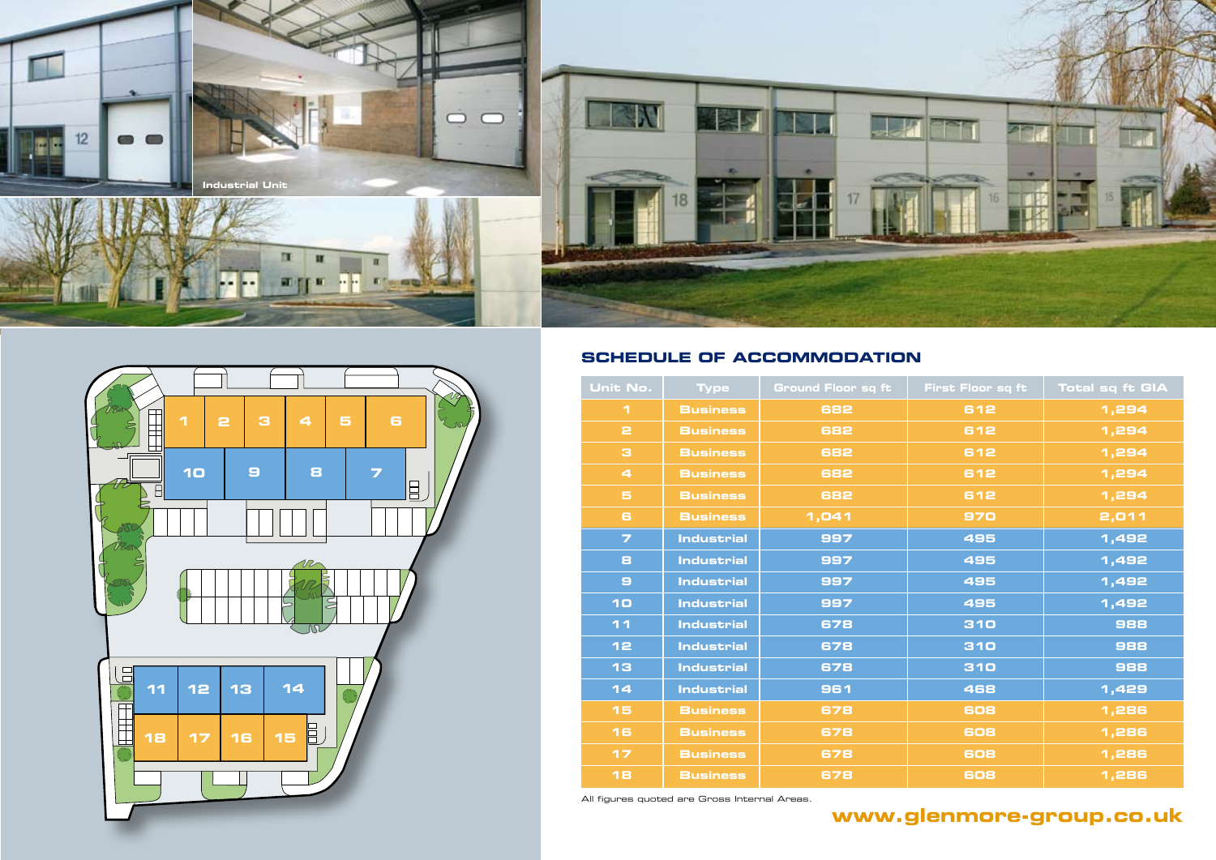## SCHEDULE OF ACCOMMODATION

| Unit No. | Type | Ground Floor sq ft | First Floor sq ft | Total sq ft GIA |
| --- | --- | --- | --- | --- |
| 1 | Business | 682 | 612 | 1,294 |
| 2 | Business | 682 | 612 | 1,294 |
| 3 | Business | 682 | 612 | 1,294 |
| 4 | Business | 682 | 612 | 1,294 |
| 5 | Business | 682 | 612 | 1,294 |
| 6 | Business | 1,041 | 970 | 2,011 |
| 7 | Industrial | 997 | 495 | 1,492 |
| 8 | Industrial | 997 | 495 | 1,492 |
| 9 | Industrial | 997 | 495 | 1,492 |
| 10 | Industrial | 997 | 495 | 1,492 |
| 11 | Industrial | 678 | 310 | 988 |
| 12 | Industrial | 678 | 310 | 988 |
| 13 | Industrial | 678 | 310 | 988 |
| 14 | Industrial | 961 | 468 | 1,429 |
| 15 | Business | 678 | 608 | 1,286 |
| 16 | Business | 678 | 608 | 1,286 |
| 17 | Business | 678 | 608 | 1,286 |
| 18 | Business | 678 | 608 | 1,286 |

All figures quoted are Gross Internal Areas.

**www.glenmore-group.co.uk**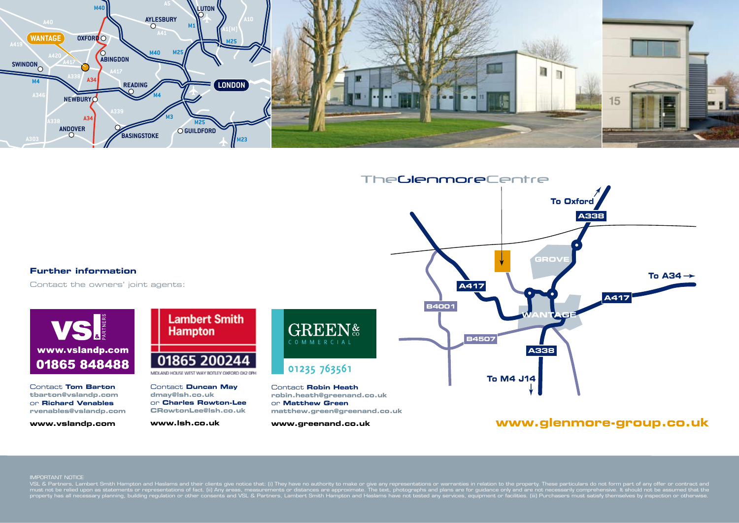## Further information

Contact the owners' joint agents:

**VSL & Partners**
www.vslandp.com
01865 848488

Contact **Tom Barton**
**tbarton@vslandp.com**
or **Richard Venables**
**rvenables@vslandp.com**

**www.vslandp.com**

**Lambert Smith Hampton**
01865 200244
MIDLAND HOUSE WEST WAY BOTLEY OXFORD OX2 0PH

Contact **Duncan May**
**dmay@lsh.co.uk**
or **Charles Rowton-Lee**
**CRowtonLee@lsh.co.uk**

**www.lsh.co.uk**

**GREEN & CO COMMERCIAL**
01235 763561

Contact **Robin Heath**
**robin.heath@greenand.co.uk**
or **Matthew Green**
**matthew.green@greenand.co.uk**

**www.greenand.co.uk**

TheGlenmoreCentre

**www.glenmore-group.co.uk**

IMPORTANT NOTICE

VSL & Partners, Lambert Smith Hampton and Haslams and their clients give notice that: (i) They have no authority to make or give any representations or warranties in relation to the property. These particulars do not form part of any offer or contract and must not be relied upon as statements or representations of fact. (ii) Any areas, measurements or distances are approximate. The text, photographs and plans are for guidance only and are not necessarily comprehensive. It should not be assumed that the property has all necessary planning, building regulation or other consents and VSL & Partners, Lambert Smith Hampton and Haslams have not tested any services, equipment or facilities. (iii) Purchasers must satisfy themselves by inspection or otherwise.